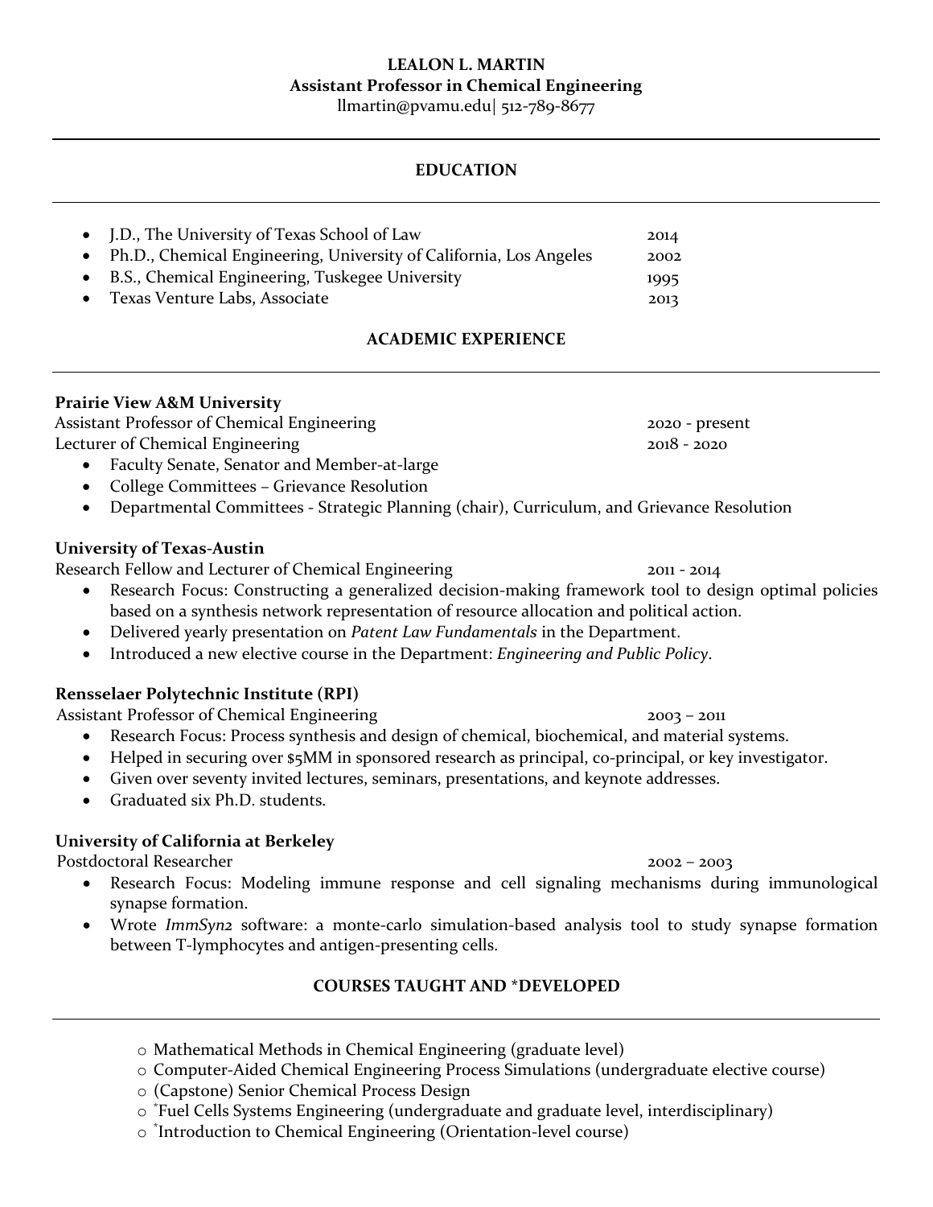# LEALON L. MARTIN

**Assistant Professor in Chemical Engineering**

llmartin@pvamu.edu| 512-789-8677

## EDUCATION

- J.D., The University of Texas School of Law 2014
- Ph.D., Chemical Engineering, University of California, Los Angeles 2002
- B.S., Chemical Engineering, Tuskegee University 1995
- Texas Venture Labs, Associate 2013

## ACADEMIC EXPERIENCE

**Prairie View A&M University**

Assistant Professor of Chemical Engineering 2020 - present

Lecturer of Chemical Engineering 2018 - 2020

- Faculty Senate, Senator and Member-at-large
- College Committees – Grievance Resolution
- Departmental Committees - Strategic Planning (chair), Curriculum, and Grievance Resolution

**University of Texas-Austin**

Research Fellow and Lecturer of Chemical Engineering 2011 - 2014

- Research Focus: Constructing a generalized decision-making framework tool to design optimal policies based on a synthesis network representation of resource allocation and political action.
- Delivered yearly presentation on *Patent Law Fundamentals* in the Department.
- Introduced a new elective course in the Department: *Engineering and Public Policy*.

**Rensselaer Polytechnic Institute (RPI)**

Assistant Professor of Chemical Engineering 2003 – 2011

- Research Focus: Process synthesis and design of chemical, biochemical, and material systems.
- Helped in securing over $5MM in sponsored research as principal, co-principal, or key investigator.
- Given over seventy invited lectures, seminars, presentations, and keynote addresses.
- Graduated six Ph.D. students.

**University of California at Berkeley**

Postdoctoral Researcher 2002 – 2003

- Research Focus: Modeling immune response and cell signaling mechanisms during immunological synapse formation.
- Wrote *ImmSyn2* software: a monte-carlo simulation-based analysis tool to study synapse formation between T-lymphocytes and antigen-presenting cells.

## COURSES TAUGHT AND *DEVELOPED

- Mathematical Methods in Chemical Engineering (graduate level)
- Computer-Aided Chemical Engineering Process Simulations (undergraduate elective course)
- (Capstone) Senior Chemical Process Design
- *Fuel Cells Systems Engineering (undergraduate and graduate level, interdisciplinary)
- *Introduction to Chemical Engineering (Orientation-level course)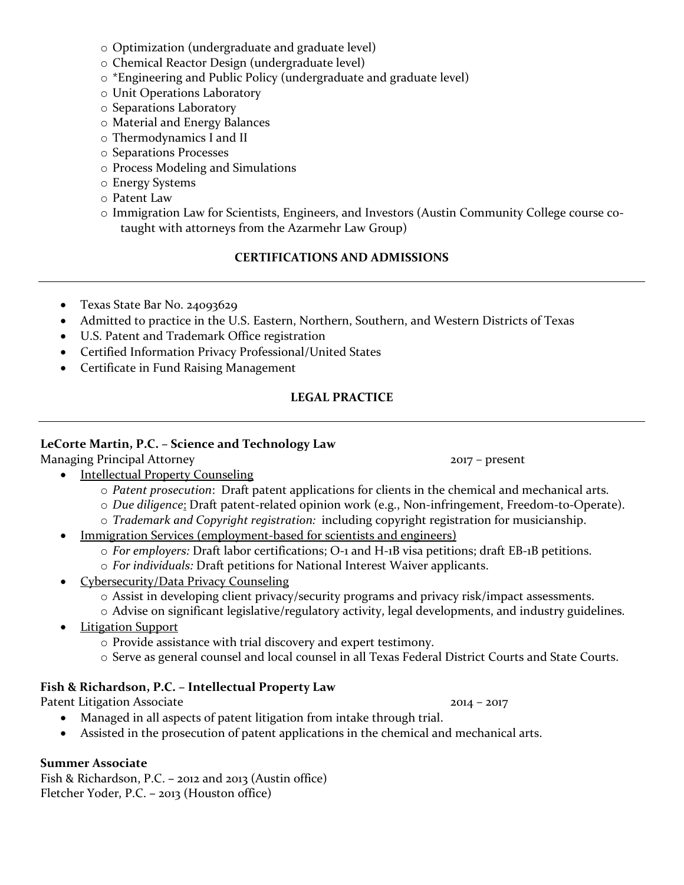- Optimization (undergraduate and graduate level)
- Chemical Reactor Design (undergraduate level)
- *Engineering and Public Policy (undergraduate and graduate level)
- Unit Operations Laboratory
- Separations Laboratory
- Material and Energy Balances
- Thermodynamics I and II
- Separations Processes
- Process Modeling and Simulations
- Energy Systems
- Patent Law
- Immigration Law for Scientists, Engineers, and Investors (Austin Community College course co-taught with attorneys from the Azarmehr Law Group)

## CERTIFICATIONS AND ADMISSIONS

- Texas State Bar No. 24093629
- Admitted to practice in the U.S. Eastern, Northern, Southern, and Western Districts of Texas
- U.S. Patent and Trademark Office registration
- Certified Information Privacy Professional/United States
- Certificate in Fund Raising Management

## LEGAL PRACTICE

**LeCorte Martin, P.C. – Science and Technology Law**
Managing Principal Attorney 2017 – present

- Intellectual Property Counseling
  - *Patent prosecution*: Draft patent applications for clients in the chemical and mechanical arts.
  - *Due diligence*: Draft patent-related opinion work (e.g., Non-infringement, Freedom-to-Operate).
  - *Trademark and Copyright registration:* including copyright registration for musicianship.
- Immigration Services (employment-based for scientists and engineers)
  - *For employers:* Draft labor certifications; O-1 and H-1B visa petitions; draft EB-1B petitions.
  - *For individuals:* Draft petitions for National Interest Waiver applicants.
- Cybersecurity/Data Privacy Counseling
  - Assist in developing client privacy/security programs and privacy risk/impact assessments.
  - Advise on significant legislative/regulatory activity, legal developments, and industry guidelines.
- Litigation Support
  - Provide assistance with trial discovery and expert testimony.
  - Serve as general counsel and local counsel in all Texas Federal District Courts and State Courts.

**Fish & Richardson, P.C. – Intellectual Property Law**
Patent Litigation Associate 2014 – 2017

- Managed in all aspects of patent litigation from intake through trial.
- Assisted in the prosecution of patent applications in the chemical and mechanical arts.

**Summer Associate**
Fish & Richardson, P.C. – 2012 and 2013 (Austin office)
Fletcher Yoder, P.C. – 2013 (Houston office)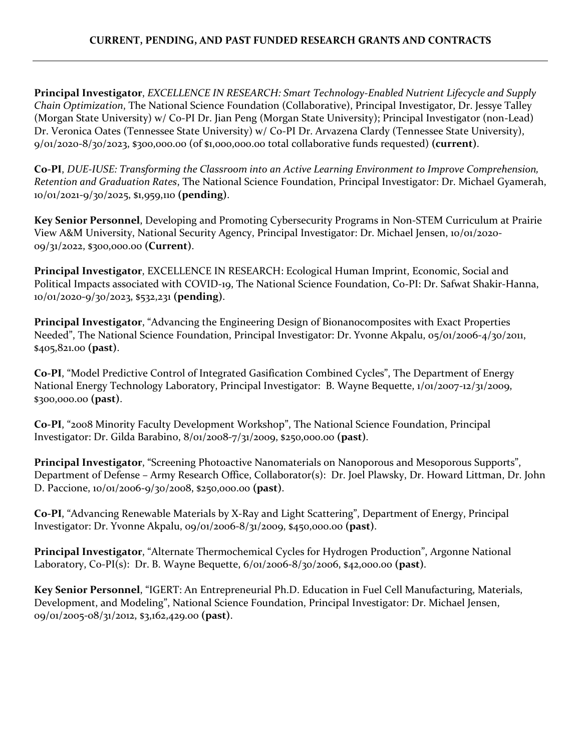**CURRENT, PENDING, AND PAST FUNDED RESEARCH GRANTS AND CONTRACTS**

---

**Principal Investigator**, *EXCELLENCE IN RESEARCH: Smart Technology-Enabled Nutrient Lifecycle and Supply Chain Optimization*, The National Science Foundation (Collaborative), Principal Investigator, Dr. Jessye Talley (Morgan State University) w/ Co-PI Dr. Jian Peng (Morgan State University); Principal Investigator (non-Lead) Dr. Veronica Oates (Tennessee State University) w/ Co-PI Dr. Arvazena Clardy (Tennessee State University), 9/01/2020-8/30/2023, $300,000.00 (of $1,000,000.00 total collaborative funds requested) **(current)**.

**Co-PI**, *DUE-IUSE: Transforming the Classroom into an Active Learning Environment to Improve Comprehension, Retention and Graduation Rates*, The National Science Foundation, Principal Investigator: Dr. Michael Gyamerah, 10/01/2021-9/30/2025, $1,959,110 **(pending)**.

**Key Senior Personnel**, Developing and Promoting Cybersecurity Programs in Non-STEM Curriculum at Prairie View A&M University, National Security Agency, Principal Investigator: Dr. Michael Jensen, 10/01/2020-09/31/2022, $300,000.00 **(Current)**.

**Principal Investigator**, EXCELLENCE IN RESEARCH: Ecological Human Imprint, Economic, Social and Political Impacts associated with COVID-19, The National Science Foundation, Co-PI: Dr. Safwat Shakir-Hanna, 10/01/2020-9/30/2023, $532,231 **(pending)**.

**Principal Investigator**, "Advancing the Engineering Design of Bionanocomposites with Exact Properties Needed", The National Science Foundation, Principal Investigator: Dr. Yvonne Akpalu, 05/01/2006-4/30/2011, $405,821.00 **(past)**.

**Co-PI**, "Model Predictive Control of Integrated Gasification Combined Cycles", The Department of Energy National Energy Technology Laboratory, Principal Investigator: B. Wayne Bequette, 1/01/2007-12/31/2009, $300,000.00 **(past)**.

**Co-PI**, "2008 Minority Faculty Development Workshop", The National Science Foundation, Principal Investigator: Dr. Gilda Barabino, 8/01/2008-7/31/2009, $250,000.00 **(past)**.

**Principal Investigator**, "Screening Photoactive Nanomaterials on Nanoporous and Mesoporous Supports", Department of Defense – Army Research Office, Collaborator(s): Dr. Joel Plawsky, Dr. Howard Littman, Dr. John D. Paccione, 10/01/2006-9/30/2008, $250,000.00 **(past)**.

**Co-PI**, "Advancing Renewable Materials by X-Ray and Light Scattering", Department of Energy, Principal Investigator: Dr. Yvonne Akpalu, 09/01/2006-8/31/2009, $450,000.00 **(past)**.

**Principal Investigator**, "Alternate Thermochemical Cycles for Hydrogen Production", Argonne National Laboratory, Co-PI(s): Dr. B. Wayne Bequette, 6/01/2006-8/30/2006, $42,000.00 **(past)**.

**Key Senior Personnel**, "IGERT: An Entrepreneurial Ph.D. Education in Fuel Cell Manufacturing, Materials, Development, and Modeling", National Science Foundation, Principal Investigator: Dr. Michael Jensen, 09/01/2005-08/31/2012, $3,162,429.00 **(past)**.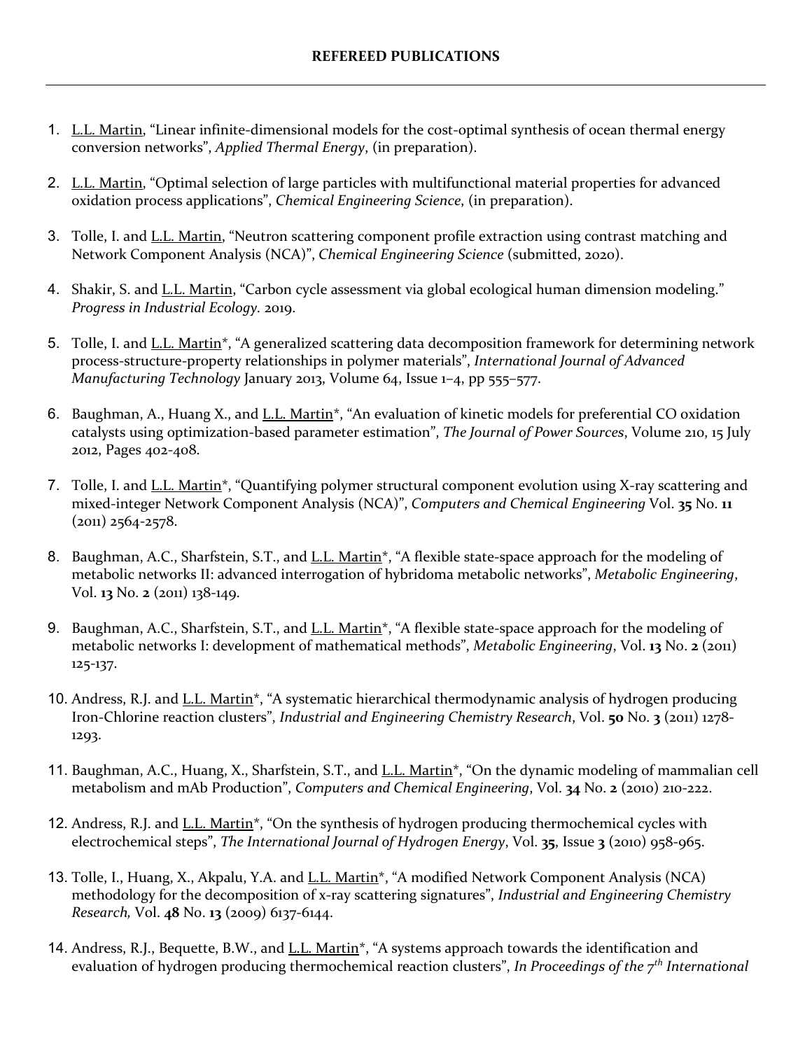**REFEREED PUBLICATIONS**

---

1. L.L. Martin, "Linear infinite-dimensional models for the cost-optimal synthesis of ocean thermal energy conversion networks", *Applied Thermal Energy*, (in preparation).

2. L.L. Martin, "Optimal selection of large particles with multifunctional material properties for advanced oxidation process applications", *Chemical Engineering Science*, (in preparation).

3. Tolle, I. and L.L. Martin, "Neutron scattering component profile extraction using contrast matching and Network Component Analysis (NCA)", *Chemical Engineering Science* (submitted, 2020).

4. Shakir, S. and L.L. Martin, "Carbon cycle assessment via global ecological human dimension modeling." *Progress in Industrial Ecology.* 2019.

5. Tolle, I. and L.L. Martin*, "A generalized scattering data decomposition framework for determining network process-structure-property relationships in polymer materials", *International Journal of Advanced Manufacturing Technology* January 2013, Volume 64, Issue 1–4, pp 555–577.

6. Baughman, A., Huang X., and L.L. Martin*, "An evaluation of kinetic models for preferential CO oxidation catalysts using optimization-based parameter estimation", *The Journal of Power Sources*, Volume 210, 15 July 2012, Pages 402-408.

7. Tolle, I. and L.L. Martin*, "Quantifying polymer structural component evolution using X-ray scattering and mixed-integer Network Component Analysis (NCA)", *Computers and Chemical Engineering* Vol. **35** No. **11** (2011) 2564-2578.

8. Baughman, A.C., Sharfstein, S.T., and L.L. Martin*, "A flexible state-space approach for the modeling of metabolic networks II: advanced interrogation of hybridoma metabolic networks", *Metabolic Engineering*, Vol. **13** No. **2** (2011) 138-149.

9. Baughman, A.C., Sharfstein, S.T., and L.L. Martin*, "A flexible state-space approach for the modeling of metabolic networks I: development of mathematical methods", *Metabolic Engineering*, Vol. **13** No. **2** (2011) 125-137.

10. Andress, R.J. and L.L. Martin*, "A systematic hierarchical thermodynamic analysis of hydrogen producing Iron-Chlorine reaction clusters", *Industrial and Engineering Chemistry Research*, Vol. **50** No. **3** (2011) 1278-1293.

11. Baughman, A.C., Huang, X., Sharfstein, S.T., and L.L. Martin*, "On the dynamic modeling of mammalian cell metabolism and mAb Production", *Computers and Chemical Engineering*, Vol. **34** No. **2** (2010) 210-222.

12. Andress, R.J. and L.L. Martin*, "On the synthesis of hydrogen producing thermochemical cycles with electrochemical steps", *The International Journal of Hydrogen Energy*, Vol. **35**, Issue **3** (2010) 958-965.

13. Tolle, I., Huang, X., Akpalu, Y.A. and L.L. Martin*, "A modified Network Component Analysis (NCA) methodology for the decomposition of x-ray scattering signatures", *Industrial and Engineering Chemistry Research,* Vol. **48** No. **13** (2009) 6137-6144.

14. Andress, R.J., Bequette, B.W., and L.L. Martin*, "A systems approach towards the identification and evaluation of hydrogen producing thermochemical reaction clusters", *In Proceedings of the 7$^{th}$ International*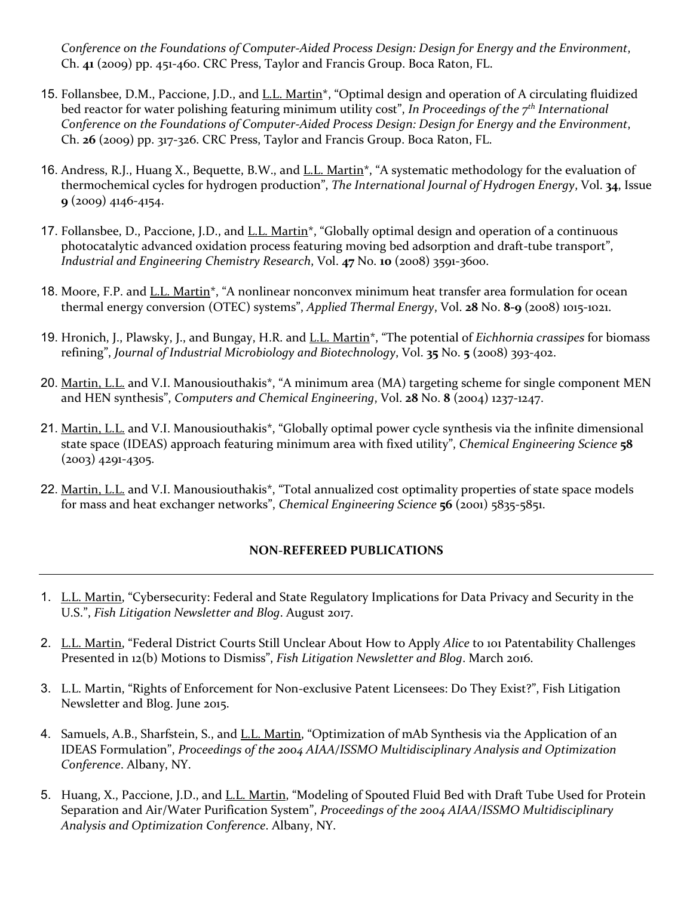*Conference on the Foundations of Computer-Aided Process Design: Design for Energy and the Environment*, Ch. **41** (2009) pp. 451-460. CRC Press, Taylor and Francis Group. Boca Raton, FL.

15. Follansbee, D.M., Paccione, J.D., and L.L. Martin*, "Optimal design and operation of A circulating fluidized bed reactor for water polishing featuring minimum utility cost", *In Proceedings of the 7th International Conference on the Foundations of Computer-Aided Process Design: Design for Energy and the Environment*, Ch. **26** (2009) pp. 317-326. CRC Press, Taylor and Francis Group. Boca Raton, FL.

16. Andress, R.J., Huang X., Bequette, B.W., and L.L. Martin*, "A systematic methodology for the evaluation of thermochemical cycles for hydrogen production", *The International Journal of Hydrogen Energy*, Vol. **34**, Issue **9** (2009) 4146-4154.

17. Follansbee, D., Paccione, J.D., and L.L. Martin*, "Globally optimal design and operation of a continuous photocatalytic advanced oxidation process featuring moving bed adsorption and draft-tube transport", *Industrial and Engineering Chemistry Research*, Vol. **47** No. **10** (2008) 3591-3600.

18. Moore, F.P. and L.L. Martin*, "A nonlinear nonconvex minimum heat transfer area formulation for ocean thermal energy conversion (OTEC) systems", *Applied Thermal Energy*, Vol. **28** No. **8-9** (2008) 1015-1021.

19. Hronich, J., Plawsky, J., and Bungay, H.R. and L.L. Martin*, "The potential of *Eichhornia crassipes* for biomass refining", *Journal of Industrial Microbiology and Biotechnology*, Vol. **35** No. **5** (2008) 393-402.

20. Martin, L.L. and V.I. Manousiouthakis*, "A minimum area (MA) targeting scheme for single component MEN and HEN synthesis", *Computers and Chemical Engineering*, Vol. **28** No. **8** (2004) 1237-1247.

21. Martin, L.L. and V.I. Manousiouthakis*, "Globally optimal power cycle synthesis via the infinite dimensional state space (IDEAS) approach featuring minimum area with fixed utility", *Chemical Engineering Science* **58** (2003) 4291-4305.

22. Martin, L.L. and V.I. Manousiouthakis*, "Total annualized cost optimality properties of state space models for mass and heat exchanger networks", *Chemical Engineering Science* **56** (2001) 5835-5851.

## NON-REFEREED PUBLICATIONS

1. L.L. Martin, "Cybersecurity: Federal and State Regulatory Implications for Data Privacy and Security in the U.S.", *Fish Litigation Newsletter and Blog*. August 2017.

2. L.L. Martin, "Federal District Courts Still Unclear About How to Apply *Alice* to 101 Patentability Challenges Presented in 12(b) Motions to Dismiss", *Fish Litigation Newsletter and Blog*. March 2016.

3. L.L. Martin, "Rights of Enforcement for Non-exclusive Patent Licensees: Do They Exist?", Fish Litigation Newsletter and Blog. June 2015.

4. Samuels, A.B., Sharfstein, S., and L.L. Martin, "Optimization of mAb Synthesis via the Application of an IDEAS Formulation", *Proceedings of the 2004 AIAA/ISSMO Multidisciplinary Analysis and Optimization Conference*. Albany, NY.

5. Huang, X., Paccione, J.D., and L.L. Martin, "Modeling of Spouted Fluid Bed with Draft Tube Used for Protein Separation and Air/Water Purification System", *Proceedings of the 2004 AIAA/ISSMO Multidisciplinary Analysis and Optimization Conference*. Albany, NY.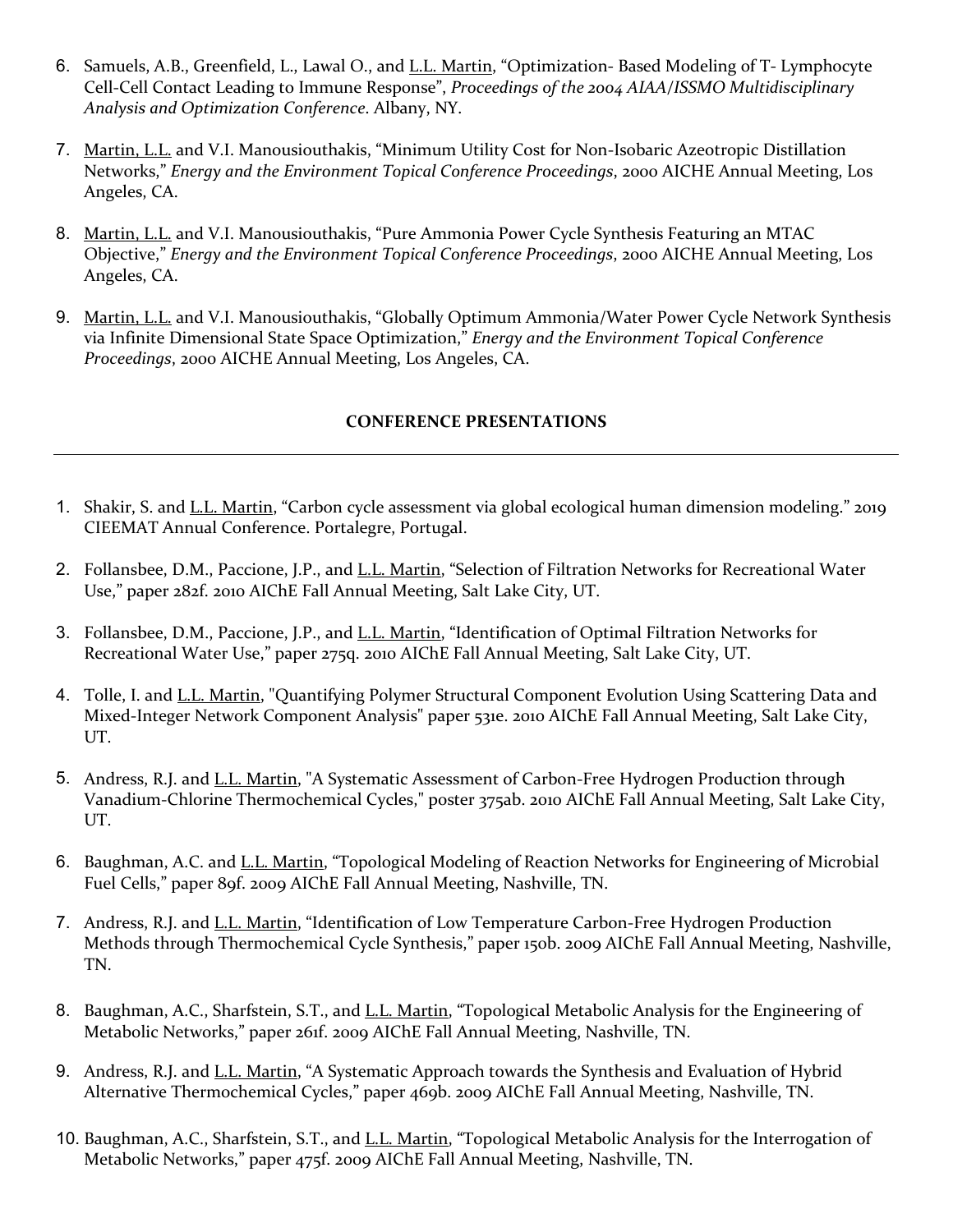6. Samuels, A.B., Greenfield, L., Lawal O., and L.L. Martin, “Optimization- Based Modeling of T- Lymphocyte Cell-Cell Contact Leading to Immune Response”, *Proceedings of the 2004 AIAA/ISSMO Multidisciplinary Analysis and Optimization Conference*. Albany, NY.

7. Martin, L.L. and V.I. Manousiouthakis, “Minimum Utility Cost for Non-Isobaric Azeotropic Distillation Networks,” *Energy and the Environment Topical Conference Proceedings*, 2000 AICHE Annual Meeting, Los Angeles, CA.

8. Martin, L.L. and V.I. Manousiouthakis, “Pure Ammonia Power Cycle Synthesis Featuring an MTAC Objective,” *Energy and the Environment Topical Conference Proceedings*, 2000 AICHE Annual Meeting, Los Angeles, CA.

9. Martin, L.L. and V.I. Manousiouthakis, “Globally Optimum Ammonia/Water Power Cycle Network Synthesis via Infinite Dimensional State Space Optimization,” *Energy and the Environment Topical Conference Proceedings*, 2000 AICHE Annual Meeting, Los Angeles, CA.

## CONFERENCE PRESENTATIONS

1. Shakir, S. and L.L. Martin, “Carbon cycle assessment via global ecological human dimension modeling.” 2019 CIEEMAT Annual Conference. Portalegre, Portugal.

2. Follansbee, D.M., Paccione, J.P., and L.L. Martin, “Selection of Filtration Networks for Recreational Water Use,” paper 282f. 2010 AIChE Fall Annual Meeting, Salt Lake City, UT.

3. Follansbee, D.M., Paccione, J.P., and L.L. Martin, “Identification of Optimal Filtration Networks for Recreational Water Use,” paper 275q. 2010 AIChE Fall Annual Meeting, Salt Lake City, UT.

4. Tolle, I. and L.L. Martin, "Quantifying Polymer Structural Component Evolution Using Scattering Data and Mixed-Integer Network Component Analysis" paper 531e. 2010 AIChE Fall Annual Meeting, Salt Lake City, UT.

5. Andress, R.J. and L.L. Martin, "A Systematic Assessment of Carbon-Free Hydrogen Production through Vanadium-Chlorine Thermochemical Cycles," poster 375ab. 2010 AIChE Fall Annual Meeting, Salt Lake City, UT.

6. Baughman, A.C. and L.L. Martin, “Topological Modeling of Reaction Networks for Engineering of Microbial Fuel Cells,” paper 89f. 2009 AIChE Fall Annual Meeting, Nashville, TN.

7. Andress, R.J. and L.L. Martin, “Identification of Low Temperature Carbon-Free Hydrogen Production Methods through Thermochemical Cycle Synthesis,” paper 150b. 2009 AIChE Fall Annual Meeting, Nashville, TN.

8. Baughman, A.C., Sharfstein, S.T., and L.L. Martin, “Topological Metabolic Analysis for the Engineering of Metabolic Networks,” paper 261f. 2009 AIChE Fall Annual Meeting, Nashville, TN.

9. Andress, R.J. and L.L. Martin, “A Systematic Approach towards the Synthesis and Evaluation of Hybrid Alternative Thermochemical Cycles,” paper 469b. 2009 AIChE Fall Annual Meeting, Nashville, TN.

10. Baughman, A.C., Sharfstein, S.T., and L.L. Martin, “Topological Metabolic Analysis for the Interrogation of Metabolic Networks,” paper 475f. 2009 AIChE Fall Annual Meeting, Nashville, TN.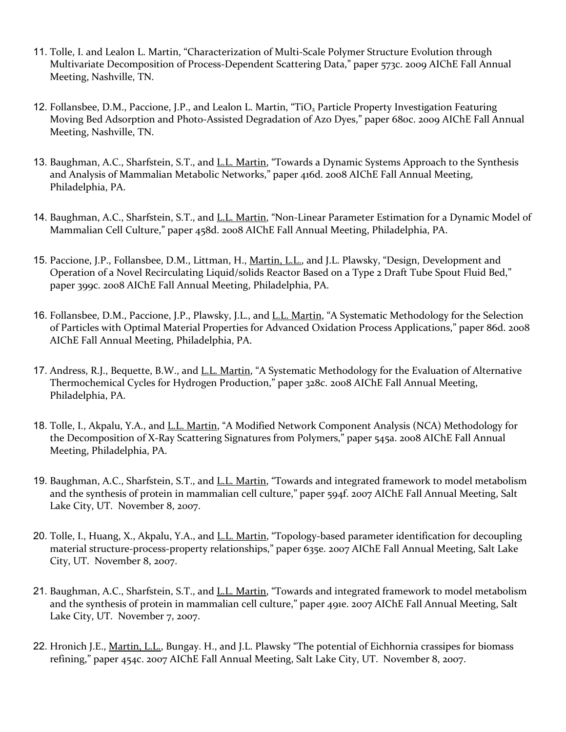11. Tolle, I. and Lealon L. Martin, "Characterization of Multi-Scale Polymer Structure Evolution through Multivariate Decomposition of Process-Dependent Scattering Data," paper 573c. 2009 AIChE Fall Annual Meeting, Nashville, TN.

12. Follansbee, D.M., Paccione, J.P., and Lealon L. Martin, "$TiO_2$ Particle Property Investigation Featuring Moving Bed Adsorption and Photo-Assisted Degradation of Azo Dyes," paper 680c. 2009 AIChE Fall Annual Meeting, Nashville, TN.

13. Baughman, A.C., Sharfstein, S.T., and L.L. Martin, "Towards a Dynamic Systems Approach to the Synthesis and Analysis of Mammalian Metabolic Networks," paper 416d. 2008 AIChE Fall Annual Meeting, Philadelphia, PA.

14. Baughman, A.C., Sharfstein, S.T., and L.L. Martin, "Non-Linear Parameter Estimation for a Dynamic Model of Mammalian Cell Culture," paper 458d. 2008 AIChE Fall Annual Meeting, Philadelphia, PA.

15. Paccione, J.P., Follansbee, D.M., Littman, H., Martin, L.L., and J.L. Plawsky, "Design, Development and Operation of a Novel Recirculating Liquid/solids Reactor Based on a Type 2 Draft Tube Spout Fluid Bed," paper 399c. 2008 AIChE Fall Annual Meeting, Philadelphia, PA.

16. Follansbee, D.M., Paccione, J.P., Plawsky, J.L., and L.L. Martin, "A Systematic Methodology for the Selection of Particles with Optimal Material Properties for Advanced Oxidation Process Applications," paper 86d. 2008 AIChE Fall Annual Meeting, Philadelphia, PA.

17. Andress, R.J., Bequette, B.W., and L.L. Martin, "A Systematic Methodology for the Evaluation of Alternative Thermochemical Cycles for Hydrogen Production," paper 328c. 2008 AIChE Fall Annual Meeting, Philadelphia, PA.

18. Tolle, I., Akpalu, Y.A., and L.L. Martin, "A Modified Network Component Analysis (NCA) Methodology for the Decomposition of X-Ray Scattering Signatures from Polymers," paper 545a. 2008 AIChE Fall Annual Meeting, Philadelphia, PA.

19. Baughman, A.C., Sharfstein, S.T., and L.L. Martin, "Towards and integrated framework to model metabolism and the synthesis of protein in mammalian cell culture," paper 594f. 2007 AIChE Fall Annual Meeting, Salt Lake City, UT. November 8, 2007.

20. Tolle, I., Huang, X., Akpalu, Y.A., and L.L. Martin, "Topology-based parameter identification for decoupling material structure-process-property relationships," paper 635e. 2007 AIChE Fall Annual Meeting, Salt Lake City, UT. November 8, 2007.

21. Baughman, A.C., Sharfstein, S.T., and L.L. Martin, "Towards and integrated framework to model metabolism and the synthesis of protein in mammalian cell culture," paper 491e. 2007 AIChE Fall Annual Meeting, Salt Lake City, UT. November 7, 2007.

22. Hronich J.E., Martin, L.L., Bungay. H., and J.L. Plawsky "The potential of Eichhornia crassipes for biomass refining," paper 454c. 2007 AIChE Fall Annual Meeting, Salt Lake City, UT. November 8, 2007.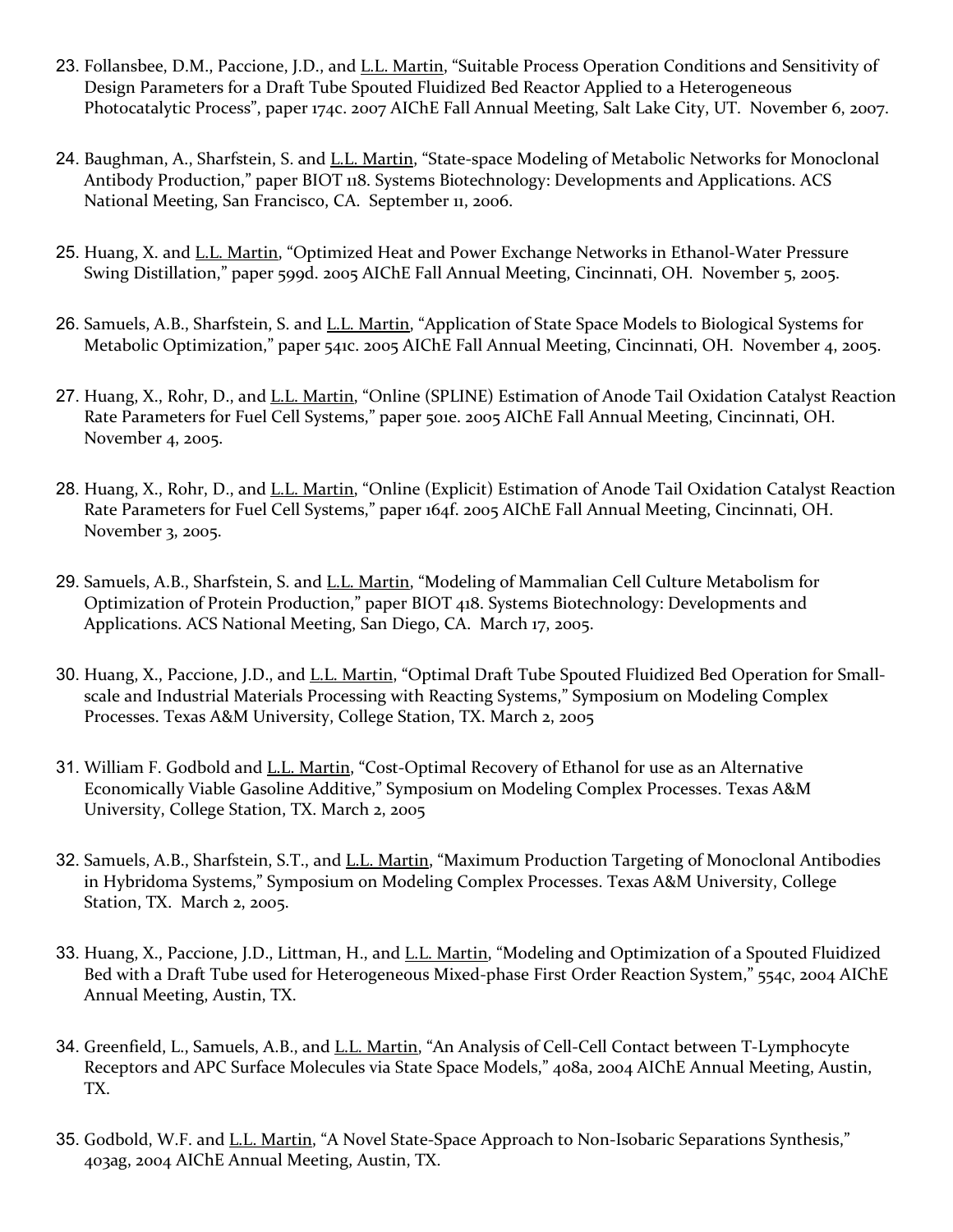23. Follansbee, D.M., Paccione, J.D., and L.L. Martin, “Suitable Process Operation Conditions and Sensitivity of Design Parameters for a Draft Tube Spouted Fluidized Bed Reactor Applied to a Heterogeneous Photocatalytic Process”, paper 174c. 2007 AIChE Fall Annual Meeting, Salt Lake City, UT. November 6, 2007.

24. Baughman, A., Sharfstein, S. and L.L. Martin, “State-space Modeling of Metabolic Networks for Monoclonal Antibody Production,” paper BIOT 118. Systems Biotechnology: Developments and Applications. ACS National Meeting, San Francisco, CA. September 11, 2006.

25. Huang, X. and L.L. Martin, “Optimized Heat and Power Exchange Networks in Ethanol-Water Pressure Swing Distillation,” paper 599d. 2005 AIChE Fall Annual Meeting, Cincinnati, OH. November 5, 2005.

26. Samuels, A.B., Sharfstein, S. and L.L. Martin, “Application of State Space Models to Biological Systems for Metabolic Optimization,” paper 541c. 2005 AIChE Fall Annual Meeting, Cincinnati, OH. November 4, 2005.

27. Huang, X., Rohr, D., and L.L. Martin, “Online (SPLINE) Estimation of Anode Tail Oxidation Catalyst Reaction Rate Parameters for Fuel Cell Systems,” paper 501e. 2005 AIChE Fall Annual Meeting, Cincinnati, OH. November 4, 2005.

28. Huang, X., Rohr, D., and L.L. Martin, “Online (Explicit) Estimation of Anode Tail Oxidation Catalyst Reaction Rate Parameters for Fuel Cell Systems,” paper 164f. 2005 AIChE Fall Annual Meeting, Cincinnati, OH. November 3, 2005.

29. Samuels, A.B., Sharfstein, S. and L.L. Martin, “Modeling of Mammalian Cell Culture Metabolism for Optimization of Protein Production,” paper BIOT 418. Systems Biotechnology: Developments and Applications. ACS National Meeting, San Diego, CA. March 17, 2005.

30. Huang, X., Paccione, J.D., and L.L. Martin, “Optimal Draft Tube Spouted Fluidized Bed Operation for Small-scale and Industrial Materials Processing with Reacting Systems,” Symposium on Modeling Complex Processes. Texas A&M University, College Station, TX. March 2, 2005

31. William F. Godbold and L.L. Martin, “Cost-Optimal Recovery of Ethanol for use as an Alternative Economically Viable Gasoline Additive,” Symposium on Modeling Complex Processes. Texas A&M University, College Station, TX. March 2, 2005

32. Samuels, A.B., Sharfstein, S.T., and L.L. Martin, “Maximum Production Targeting of Monoclonal Antibodies in Hybridoma Systems,” Symposium on Modeling Complex Processes. Texas A&M University, College Station, TX. March 2, 2005.

33. Huang, X., Paccione, J.D., Littman, H., and L.L. Martin, “Modeling and Optimization of a Spouted Fluidized Bed with a Draft Tube used for Heterogeneous Mixed-phase First Order Reaction System,” 554c, 2004 AIChE Annual Meeting, Austin, TX.

34. Greenfield, L., Samuels, A.B., and L.L. Martin, “An Analysis of Cell-Cell Contact between T-Lymphocyte Receptors and APC Surface Molecules via State Space Models,” 408a, 2004 AIChE Annual Meeting, Austin, TX.

35. Godbold, W.F. and L.L. Martin, “A Novel State-Space Approach to Non-Isobaric Separations Synthesis,” 403ag, 2004 AIChE Annual Meeting, Austin, TX.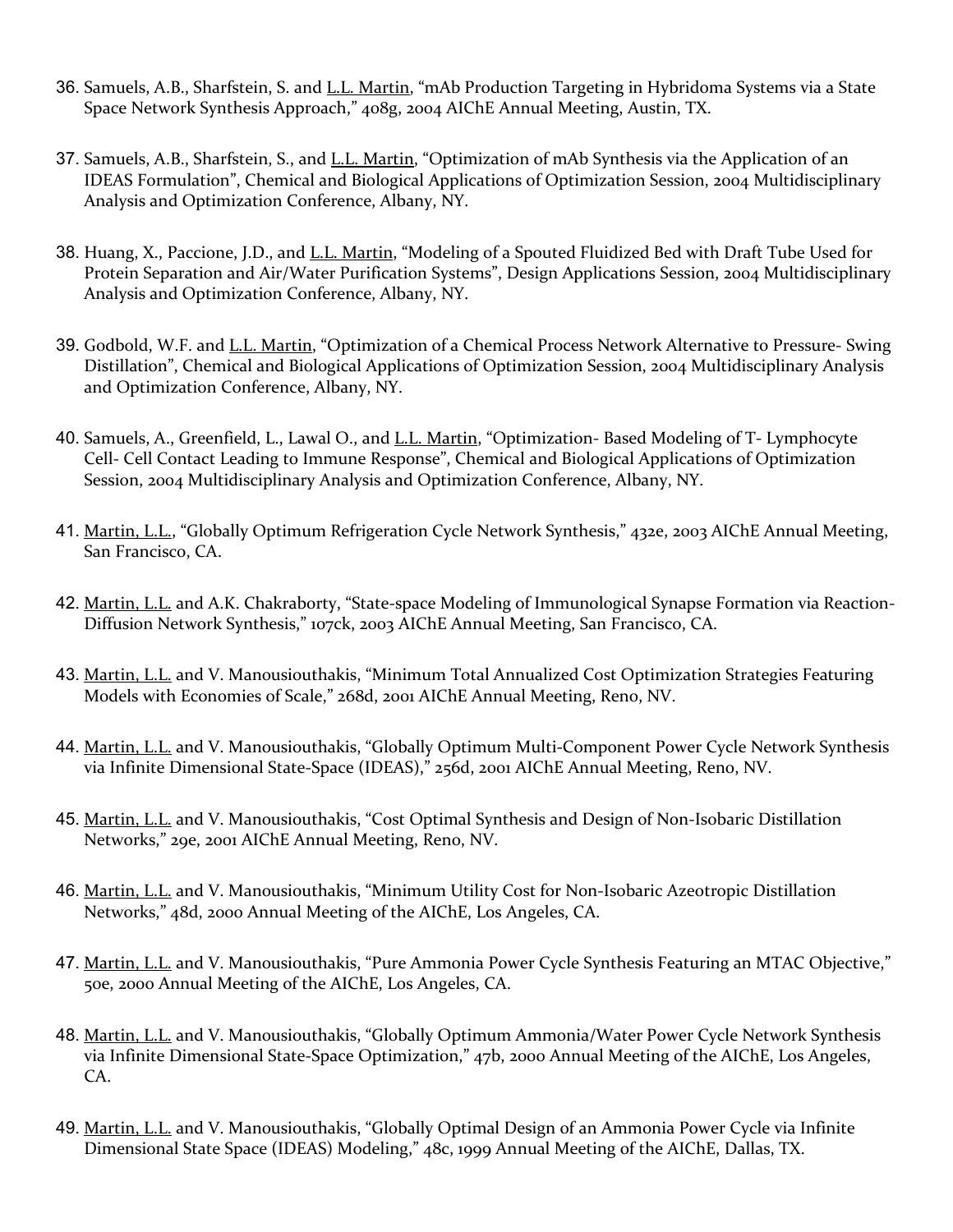36. Samuels, A.B., Sharfstein, S. and L.L. Martin, “mAb Production Targeting in Hybridoma Systems via a State Space Network Synthesis Approach,” 408g, 2004 AIChE Annual Meeting, Austin, TX.

37. Samuels, A.B., Sharfstein, S., and L.L. Martin, “Optimization of mAb Synthesis via the Application of an IDEAS Formulation”, Chemical and Biological Applications of Optimization Session, 2004 Multidisciplinary Analysis and Optimization Conference, Albany, NY.

38. Huang, X., Paccione, J.D., and L.L. Martin, “Modeling of a Spouted Fluidized Bed with Draft Tube Used for Protein Separation and Air/Water Purification Systems”, Design Applications Session, 2004 Multidisciplinary Analysis and Optimization Conference, Albany, NY.

39. Godbold, W.F. and L.L. Martin, “Optimization of a Chemical Process Network Alternative to Pressure- Swing Distillation”, Chemical and Biological Applications of Optimization Session, 2004 Multidisciplinary Analysis and Optimization Conference, Albany, NY.

40. Samuels, A., Greenfield, L., Lawal O., and L.L. Martin, “Optimization- Based Modeling of T- Lymphocyte Cell- Cell Contact Leading to Immune Response”, Chemical and Biological Applications of Optimization Session, 2004 Multidisciplinary Analysis and Optimization Conference, Albany, NY.

41. Martin, L.L., “Globally Optimum Refrigeration Cycle Network Synthesis,” 432e, 2003 AIChE Annual Meeting, San Francisco, CA.

42. Martin, L.L. and A.K. Chakraborty, “State-space Modeling of Immunological Synapse Formation via Reaction-Diffusion Network Synthesis,” 107ck, 2003 AIChE Annual Meeting, San Francisco, CA.

43. Martin, L.L. and V. Manousiouthakis, “Minimum Total Annualized Cost Optimization Strategies Featuring Models with Economies of Scale,” 268d, 2001 AIChE Annual Meeting, Reno, NV.

44. Martin, L.L. and V. Manousiouthakis, “Globally Optimum Multi-Component Power Cycle Network Synthesis via Infinite Dimensional State-Space (IDEAS),” 256d, 2001 AIChE Annual Meeting, Reno, NV.

45. Martin, L.L. and V. Manousiouthakis, “Cost Optimal Synthesis and Design of Non-Isobaric Distillation Networks,” 29e, 2001 AIChE Annual Meeting, Reno, NV.

46. Martin, L.L. and V. Manousiouthakis, “Minimum Utility Cost for Non-Isobaric Azeotropic Distillation Networks,” 48d, 2000 Annual Meeting of the AIChE, Los Angeles, CA.

47. Martin, L.L. and V. Manousiouthakis, “Pure Ammonia Power Cycle Synthesis Featuring an MTAC Objective,” 50e, 2000 Annual Meeting of the AIChE, Los Angeles, CA.

48. Martin, L.L. and V. Manousiouthakis, “Globally Optimum Ammonia/Water Power Cycle Network Synthesis via Infinite Dimensional State-Space Optimization,” 47b, 2000 Annual Meeting of the AIChE, Los Angeles, CA.

49. Martin, L.L. and V. Manousiouthakis, “Globally Optimal Design of an Ammonia Power Cycle via Infinite Dimensional State Space (IDEAS) Modeling,” 48c, 1999 Annual Meeting of the AIChE, Dallas, TX.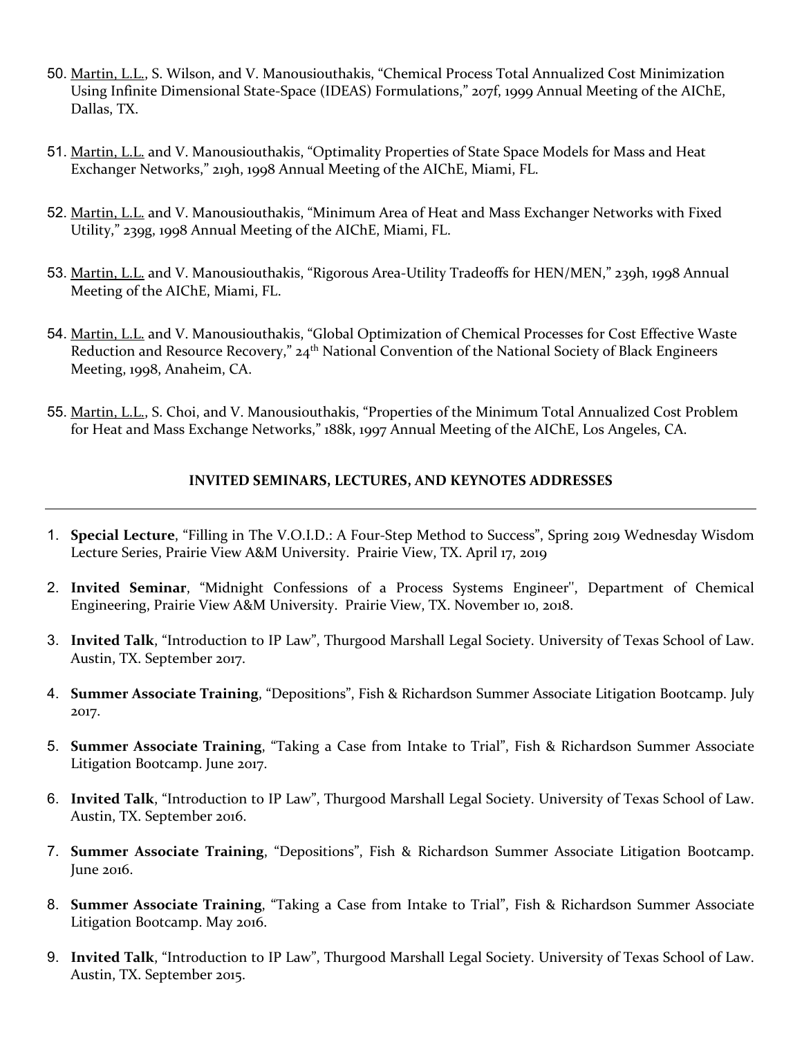50. <u>Martin, L.L.</u>, S. Wilson, and V. Manousiouthakis, "Chemical Process Total Annualized Cost Minimization Using Infinite Dimensional State-Space (IDEAS) Formulations," 207f, 1999 Annual Meeting of the AIChE, Dallas, TX.

51. <u>Martin, L.L.</u> and V. Manousiouthakis, "Optimality Properties of State Space Models for Mass and Heat Exchanger Networks," 219h, 1998 Annual Meeting of the AIChE, Miami, FL.

52. <u>Martin, L.L.</u> and V. Manousiouthakis, "Minimum Area of Heat and Mass Exchanger Networks with Fixed Utility," 239g, 1998 Annual Meeting of the AIChE, Miami, FL.

53. <u>Martin, L.L.</u> and V. Manousiouthakis, "Rigorous Area-Utility Tradeoffs for HEN/MEN," 239h, 1998 Annual Meeting of the AIChE, Miami, FL.

54. <u>Martin, L.L.</u> and V. Manousiouthakis, "Global Optimization of Chemical Processes for Cost Effective Waste Reduction and Resource Recovery," 24th National Convention of the National Society of Black Engineers Meeting, 1998, Anaheim, CA.

55. <u>Martin, L.L.</u>, S. Choi, and V. Manousiouthakis, "Properties of the Minimum Total Annualized Cost Problem for Heat and Mass Exchange Networks," 188k, 1997 Annual Meeting of the AIChE, Los Angeles, CA.

## INVITED SEMINARS, LECTURES, AND KEYNOTES ADDRESSES

1. **Special Lecture**, "Filling in The V.O.I.D.: A Four-Step Method to Success", Spring 2019 Wednesday Wisdom Lecture Series, Prairie View A&M University. Prairie View, TX. April 17, 2019

2. **Invited Seminar**, "Midnight Confessions of a Process Systems Engineer'', Department of Chemical Engineering, Prairie View A&M University. Prairie View, TX. November 10, 2018.

3. **Invited Talk**, "Introduction to IP Law", Thurgood Marshall Legal Society. University of Texas School of Law. Austin, TX. September 2017.

4. **Summer Associate Training**, "Depositions", Fish & Richardson Summer Associate Litigation Bootcamp. July 2017.

5. **Summer Associate Training**, "Taking a Case from Intake to Trial", Fish & Richardson Summer Associate Litigation Bootcamp. June 2017.

6. **Invited Talk**, "Introduction to IP Law", Thurgood Marshall Legal Society. University of Texas School of Law. Austin, TX. September 2016.

7. **Summer Associate Training**, "Depositions", Fish & Richardson Summer Associate Litigation Bootcamp. June 2016.

8. **Summer Associate Training**, "Taking a Case from Intake to Trial", Fish & Richardson Summer Associate Litigation Bootcamp. May 2016.

9. **Invited Talk**, "Introduction to IP Law", Thurgood Marshall Legal Society. University of Texas School of Law. Austin, TX. September 2015.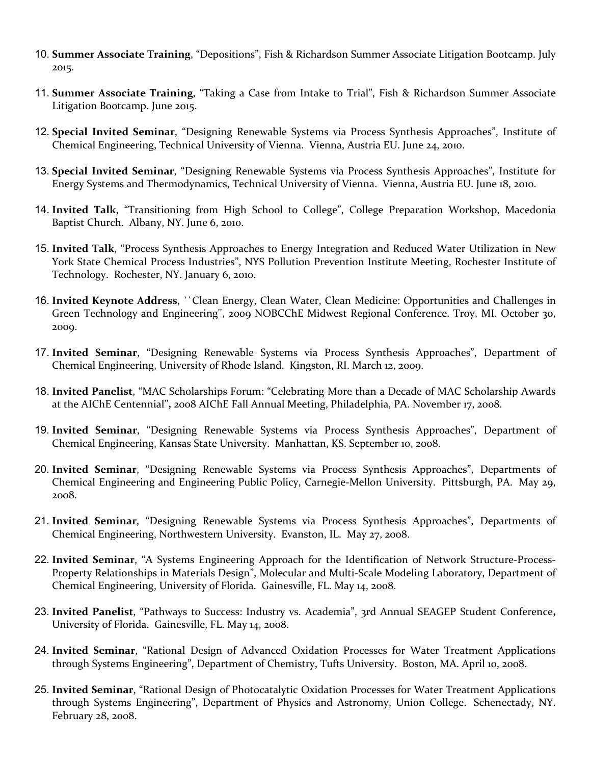10. **Summer Associate Training**, "Depositions", Fish & Richardson Summer Associate Litigation Bootcamp. July 2015.

11. **Summer Associate Training**, "Taking a Case from Intake to Trial", Fish & Richardson Summer Associate Litigation Bootcamp. June 2015.

12. **Special Invited Seminar**, "Designing Renewable Systems via Process Synthesis Approaches", Institute of Chemical Engineering, Technical University of Vienna. Vienna, Austria EU. June 24, 2010.

13. **Special Invited Seminar**, "Designing Renewable Systems via Process Synthesis Approaches", Institute for Energy Systems and Thermodynamics, Technical University of Vienna. Vienna, Austria EU. June 18, 2010.

14. **Invited Talk**, "Transitioning from High School to College", College Preparation Workshop, Macedonia Baptist Church. Albany, NY. June 6, 2010.

15. **Invited Talk**, "Process Synthesis Approaches to Energy Integration and Reduced Water Utilization in New York State Chemical Process Industries", NYS Pollution Prevention Institute Meeting, Rochester Institute of Technology. Rochester, NY. January 6, 2010.

16. **Invited Keynote Address**, ``Clean Energy, Clean Water, Clean Medicine: Opportunities and Challenges in Green Technology and Engineering'', 2009 NOBCChE Midwest Regional Conference. Troy, MI. October 30, 2009.

17. **Invited Seminar**, "Designing Renewable Systems via Process Synthesis Approaches", Department of Chemical Engineering, University of Rhode Island. Kingston, RI. March 12, 2009.

18. **Invited Panelist**, "MAC Scholarships Forum: "Celebrating More than a Decade of MAC Scholarship Awards at the AIChE Centennial"**,** 2008 AIChE Fall Annual Meeting, Philadelphia, PA. November 17, 2008.

19. **Invited Seminar**, "Designing Renewable Systems via Process Synthesis Approaches", Department of Chemical Engineering, Kansas State University. Manhattan, KS. September 10, 2008.

20. **Invited Seminar**, "Designing Renewable Systems via Process Synthesis Approaches", Departments of Chemical Engineering and Engineering Public Policy, Carnegie-Mellon University. Pittsburgh, PA. May 29, 2008.

21. **Invited Seminar**, "Designing Renewable Systems via Process Synthesis Approaches", Departments of Chemical Engineering, Northwestern University. Evanston, IL. May 27, 2008.

22. **Invited Seminar**, "A Systems Engineering Approach for the Identification of Network Structure-Process-Property Relationships in Materials Design", Molecular and Multi-Scale Modeling Laboratory, Department of Chemical Engineering, University of Florida. Gainesville, FL. May 14, 2008.

23. **Invited Panelist**, "Pathways to Success: Industry vs. Academia", 3rd Annual SEAGEP Student Conference**,** University of Florida. Gainesville, FL. May 14, 2008.

24. **Invited Seminar**, "Rational Design of Advanced Oxidation Processes for Water Treatment Applications through Systems Engineering", Department of Chemistry, Tufts University. Boston, MA. April 10, 2008.

25. **Invited Seminar**, "Rational Design of Photocatalytic Oxidation Processes for Water Treatment Applications through Systems Engineering", Department of Physics and Astronomy, Union College. Schenectady, NY. February 28, 2008.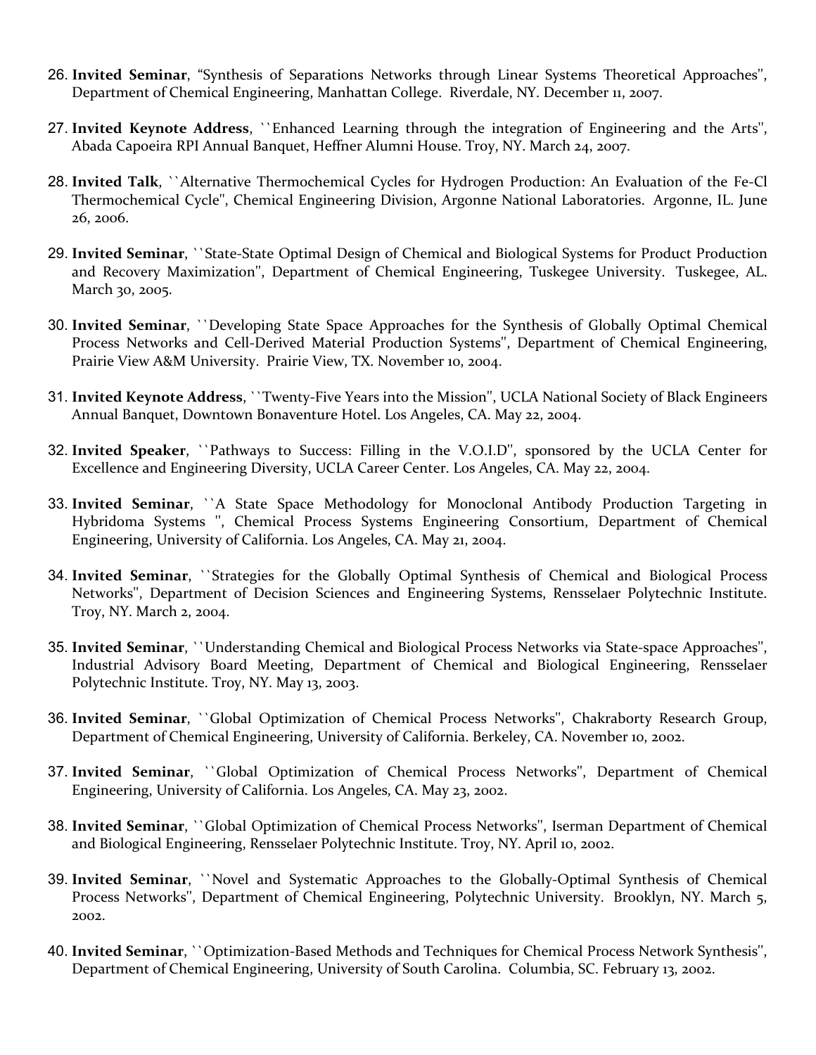26. **Invited Seminar**, "Synthesis of Separations Networks through Linear Systems Theoretical Approaches'', Department of Chemical Engineering, Manhattan College. Riverdale, NY. December 11, 2007.

27. **Invited Keynote Address**, ``Enhanced Learning through the integration of Engineering and the Arts'', Abada Capoeira RPI Annual Banquet, Heffner Alumni House. Troy, NY. March 24, 2007.

28. **Invited Talk**, ``Alternative Thermochemical Cycles for Hydrogen Production: An Evaluation of the Fe-Cl Thermochemical Cycle'', Chemical Engineering Division, Argonne National Laboratories. Argonne, IL. June 26, 2006.

29. **Invited Seminar**, ``State-State Optimal Design of Chemical and Biological Systems for Product Production and Recovery Maximization'', Department of Chemical Engineering, Tuskegee University. Tuskegee, AL. March 30, 2005.

30. **Invited Seminar**, ``Developing State Space Approaches for the Synthesis of Globally Optimal Chemical Process Networks and Cell-Derived Material Production Systems'', Department of Chemical Engineering, Prairie View A&M University. Prairie View, TX. November 10, 2004.

31. **Invited Keynote Address**, ``Twenty-Five Years into the Mission'', UCLA National Society of Black Engineers Annual Banquet, Downtown Bonaventure Hotel. Los Angeles, CA. May 22, 2004.

32. **Invited Speaker**, ``Pathways to Success: Filling in the V.O.I.D'', sponsored by the UCLA Center for Excellence and Engineering Diversity, UCLA Career Center. Los Angeles, CA. May 22, 2004.

33. **Invited Seminar**, ``A State Space Methodology for Monoclonal Antibody Production Targeting in Hybridoma Systems '', Chemical Process Systems Engineering Consortium, Department of Chemical Engineering, University of California. Los Angeles, CA. May 21, 2004.

34. **Invited Seminar**, ``Strategies for the Globally Optimal Synthesis of Chemical and Biological Process Networks'', Department of Decision Sciences and Engineering Systems, Rensselaer Polytechnic Institute. Troy, NY. March 2, 2004.

35. **Invited Seminar**, ``Understanding Chemical and Biological Process Networks via State-space Approaches'', Industrial Advisory Board Meeting, Department of Chemical and Biological Engineering, Rensselaer Polytechnic Institute. Troy, NY. May 13, 2003.

36. **Invited Seminar**, ``Global Optimization of Chemical Process Networks'', Chakraborty Research Group, Department of Chemical Engineering, University of California. Berkeley, CA. November 10, 2002.

37. **Invited Seminar**, ``Global Optimization of Chemical Process Networks'', Department of Chemical Engineering, University of California. Los Angeles, CA. May 23, 2002.

38. **Invited Seminar**, ``Global Optimization of Chemical Process Networks'', Iserman Department of Chemical and Biological Engineering, Rensselaer Polytechnic Institute. Troy, NY. April 10, 2002.

39. **Invited Seminar**, ``Novel and Systematic Approaches to the Globally-Optimal Synthesis of Chemical Process Networks'', Department of Chemical Engineering, Polytechnic University. Brooklyn, NY. March 5, 2002.

40. **Invited Seminar**, ``Optimization-Based Methods and Techniques for Chemical Process Network Synthesis'', Department of Chemical Engineering, University of South Carolina. Columbia, SC. February 13, 2002.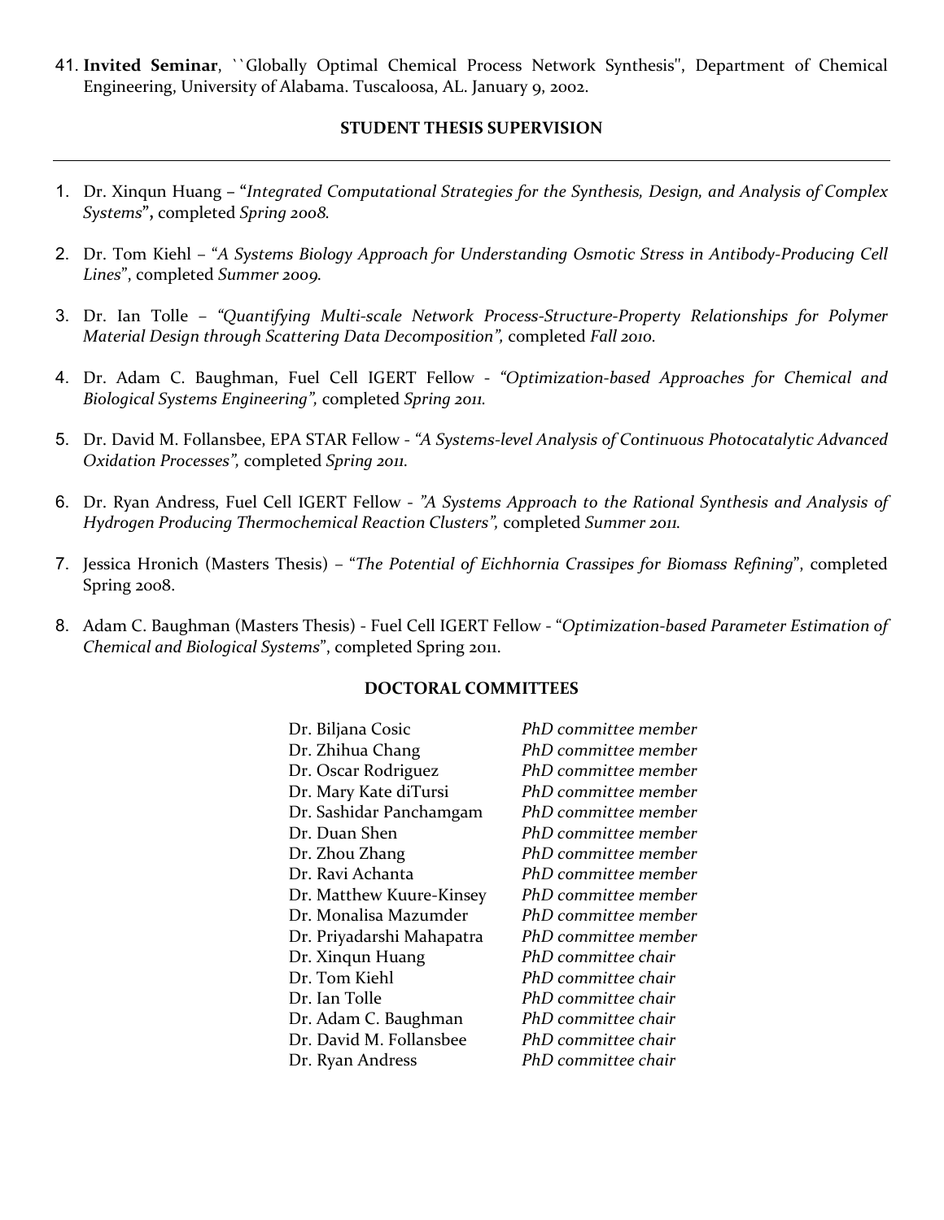41. **Invited Seminar**, ``Globally Optimal Chemical Process Network Synthesis'', Department of Chemical Engineering, University of Alabama. Tuscaloosa, AL. January 9, 2002.

## STUDENT THESIS SUPERVISION

1. Dr. Xinqun Huang – "*Integrated Computational Strategies for the Synthesis, Design, and Analysis of Complex Systems*"**,** completed *Spring 2008.*

2. Dr. Tom Kiehl – "*A Systems Biology Approach for Understanding Osmotic Stress in Antibody-Producing Cell Lines*", completed *Summer 2009.*

3. Dr. Ian Tolle – *"Quantifying Multi-scale Network Process-Structure-Property Relationships for Polymer Material Design through Scattering Data Decomposition",* completed *Fall 2010.*

4. Dr. Adam C. Baughman, Fuel Cell IGERT Fellow - *"Optimization-based Approaches for Chemical and Biological Systems Engineering",* completed *Spring 2011.*

5. Dr. David M. Follansbee, EPA STAR Fellow - *"A Systems-level Analysis of Continuous Photocatalytic Advanced Oxidation Processes",* completed *Spring 2011.*

6. Dr. Ryan Andress, Fuel Cell IGERT Fellow - *"A Systems Approach to the Rational Synthesis and Analysis of Hydrogen Producing Thermochemical Reaction Clusters",* completed *Summer 2011.*

7. Jessica Hronich (Masters Thesis) – "*The Potential of Eichhornia Crassipes for Biomass Refining*", completed Spring 2008.

8. Adam C. Baughman (Masters Thesis) - Fuel Cell IGERT Fellow - "*Optimization-based Parameter Estimation of Chemical and Biological Systems*", completed Spring 2011.

## DOCTORAL COMMITTEES

| | |
|---|---|
| Dr. Biljana Cosic | *PhD committee member* |
| Dr. Zhihua Chang | *PhD committee member* |
| Dr. Oscar Rodriguez | *PhD committee member* |
| Dr. Mary Kate diTursi | *PhD committee member* |
| Dr. Sashidar Panchamgam | *PhD committee member* |
| Dr. Duan Shen | *PhD committee member* |
| Dr. Zhou Zhang | *PhD committee member* |
| Dr. Ravi Achanta | *PhD committee member* |
| Dr. Matthew Kuure-Kinsey | *PhD committee member* |
| Dr. Monalisa Mazumder | *PhD committee member* |
| Dr. Priyadarshi Mahapatra | *PhD committee member* |
| Dr. Xinqun Huang | *PhD committee chair* |
| Dr. Tom Kiehl | *PhD committee chair* |
| Dr. Ian Tolle | *PhD committee chair* |
| Dr. Adam C. Baughman | *PhD committee chair* |
| Dr. David M. Follansbee | *PhD committee chair* |
| Dr. Ryan Andress | *PhD committee chair* |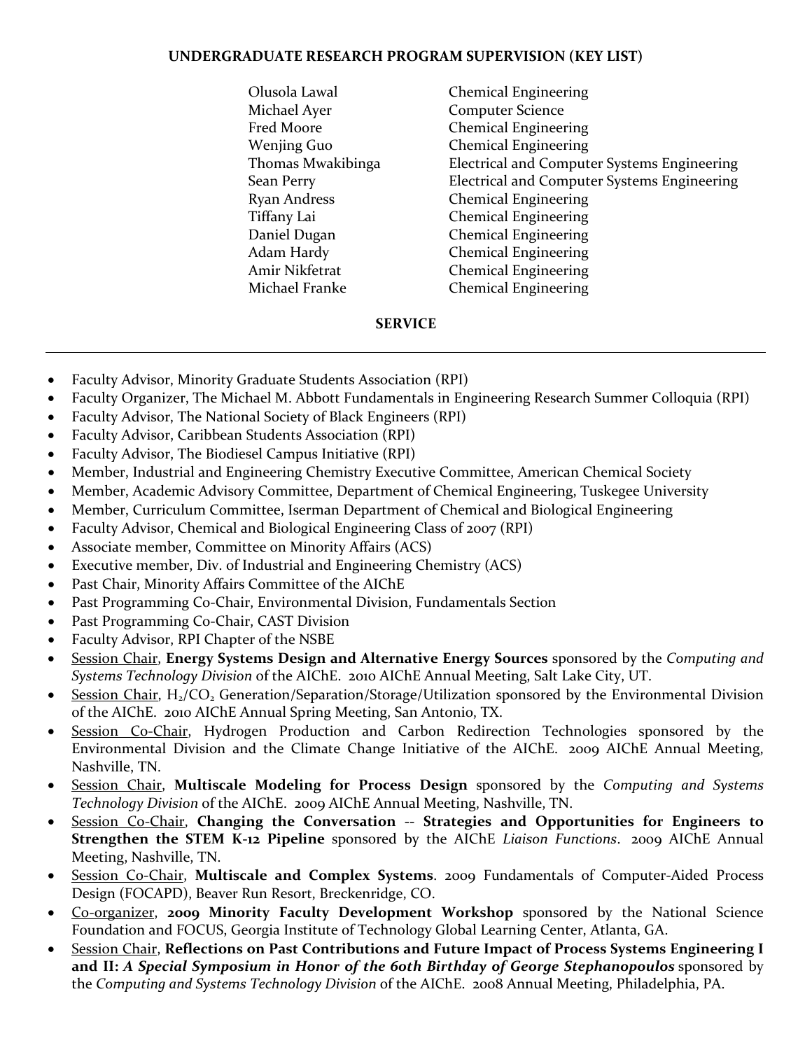## UNDERGRADUATE RESEARCH PROGRAM SUPERVISION (KEY LIST)

| | |
|---|---|
| Olusola Lawal | Chemical Engineering |
| Michael Ayer | Computer Science |
| Fred Moore | Chemical Engineering |
| Wenjing Guo | Chemical Engineering |
| Thomas Mwakibinga | Electrical and Computer Systems Engineering |
| Sean Perry | Electrical and Computer Systems Engineering |
| Ryan Andress | Chemical Engineering |
| Tiffany Lai | Chemical Engineering |
| Daniel Dugan | Chemical Engineering |
| Adam Hardy | Chemical Engineering |
| Amir Nikfetrat | Chemical Engineering |
| Michael Franke | Chemical Engineering |

## SERVICE

---

- Faculty Advisor, Minority Graduate Students Association (RPI)
- Faculty Organizer, The Michael M. Abbott Fundamentals in Engineering Research Summer Colloquia (RPI)
- Faculty Advisor, The National Society of Black Engineers (RPI)
- Faculty Advisor, Caribbean Students Association (RPI)
- Faculty Advisor, The Biodiesel Campus Initiative (RPI)
- Member, Industrial and Engineering Chemistry Executive Committee, American Chemical Society
- Member, Academic Advisory Committee, Department of Chemical Engineering, Tuskegee University
- Member, Curriculum Committee, Iserman Department of Chemical and Biological Engineering
- Faculty Advisor, Chemical and Biological Engineering Class of 2007 (RPI)
- Associate member, Committee on Minority Affairs (ACS)
- Executive member, Div. of Industrial and Engineering Chemistry (ACS)
- Past Chair, Minority Affairs Committee of the AIChE
- Past Programming Co-Chair, Environmental Division, Fundamentals Section
- Past Programming Co-Chair, CAST Division
- Faculty Advisor, RPI Chapter of the NSBE
- <u>Session Chair</u>, **Energy Systems Design and Alternative Energy Sources** sponsored by the *Computing and Systems Technology Division* of the AIChE. 2010 AIChE Annual Meeting, Salt Lake City, UT.
- <u>Session Chair</u>, $H_2$/$CO_2$ Generation/Separation/Storage/Utilization sponsored by the Environmental Division of the AIChE. 2010 AIChE Annual Spring Meeting, San Antonio, TX.
- <u>Session Co-Chair</u>, Hydrogen Production and Carbon Redirection Technologies sponsored by the Environmental Division and the Climate Change Initiative of the AIChE. 2009 AIChE Annual Meeting, Nashville, TN.
- <u>Session Chair</u>, **Multiscale Modeling for Process Design** sponsored by the *Computing and Systems Technology Division* of the AIChE. 2009 AIChE Annual Meeting, Nashville, TN.
- <u>Session Co-Chair</u>, **Changing the Conversation -- Strategies and Opportunities for Engineers to Strengthen the STEM K-12 Pipeline** sponsored by the AIChE *Liaison Functions*. 2009 AIChE Annual Meeting, Nashville, TN.
- <u>Session Co-Chair</u>, **Multiscale and Complex Systems**. 2009 Fundamentals of Computer-Aided Process Design (FOCAPD), Beaver Run Resort, Breckenridge, CO.
- <u>Co-organizer</u>, **2009 Minority Faculty Development Workshop** sponsored by the National Science Foundation and FOCUS, Georgia Institute of Technology Global Learning Center, Atlanta, GA.
- <u>Session Chair</u>, **Reflections on Past Contributions and Future Impact of Process Systems Engineering I and II:** ***A Special Symposium in Honor of the 60th Birthday of George Stephanopoulos*** sponsored by the *Computing and Systems Technology Division* of the AIChE. 2008 Annual Meeting, Philadelphia, PA.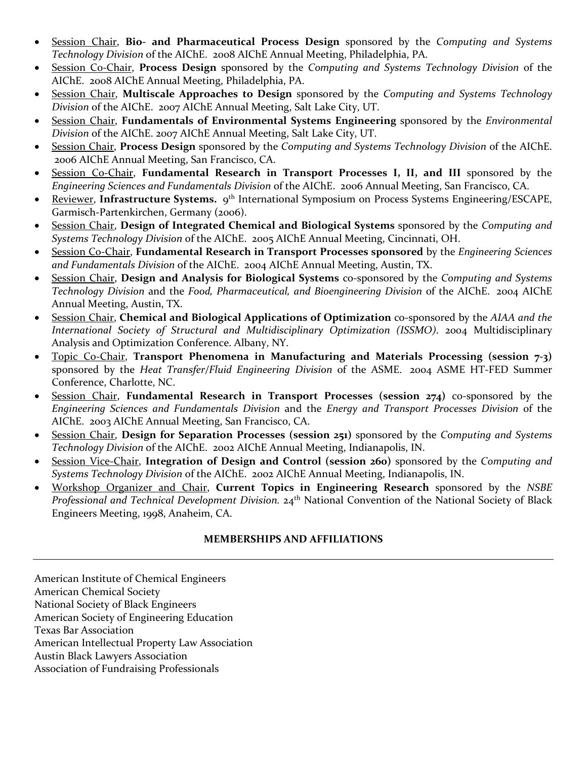- <u>Session Chair</u>, **Bio- and Pharmaceutical Process Design** sponsored by the *Computing and Systems Technology Division* of the AIChE. 2008 AIChE Annual Meeting, Philadelphia, PA.
- <u>Session Co-Chair</u>, **Process Design** sponsored by the *Computing and Systems Technology Division* of the AIChE. 2008 AIChE Annual Meeting, Philadelphia, PA.
- <u>Session Chair</u>, **Multiscale Approaches to Design** sponsored by the *Computing and Systems Technology Division* of the AIChE. 2007 AIChE Annual Meeting, Salt Lake City, UT.
- <u>Session Chair</u>, **Fundamentals of Environmental Systems Engineering** sponsored by the *Environmental Division* of the AIChE. 2007 AIChE Annual Meeting, Salt Lake City, UT.
- <u>Session Chair</u>, **Process Design** sponsored by the *Computing and Systems Technology Division* of the AIChE. 2006 AIChE Annual Meeting, San Francisco, CA.
- <u>Session Co-Chair</u>, **Fundamental Research in Transport Processes I, II, and III** sponsored by the *Engineering Sciences and Fundamentals Division* of the AIChE. 2006 Annual Meeting, San Francisco, CA.
- <u>Reviewer</u>, **Infrastructure Systems.** 9th International Symposium on Process Systems Engineering/ESCAPE, Garmisch-Partenkirchen, Germany (2006).
- <u>Session Chair</u>, **Design of Integrated Chemical and Biological Systems** sponsored by the *Computing and Systems Technology Division* of the AIChE. 2005 AIChE Annual Meeting, Cincinnati, OH.
- <u>Session Co-Chair</u>, **Fundamental Research in Transport Processes sponsored** by the *Engineering Sciences and Fundamentals Division* of the AIChE. 2004 AIChE Annual Meeting, Austin, TX.
- <u>Session Chair</u>, **Design and Analysis for Biological Systems** co-sponsored by the *Computing and Systems Technology Division* and the *Food, Pharmaceutical, and Bioengineering Division* of the AIChE. 2004 AIChE Annual Meeting, Austin, TX.
- <u>Session Chair</u>, **Chemical and Biological Applications of Optimization** co-sponsored by the *AIAA and the International Society of Structural and Multidisciplinary Optimization (ISSMO)*. 2004 Multidisciplinary Analysis and Optimization Conference. Albany, NY.
- <u>Topic Co-Chair</u>, **Transport Phenomena in Manufacturing and Materials Processing (session 7-3)** sponsored by the *Heat Transfer/Fluid Engineering Division* of the ASME. 2004 ASME HT-FED Summer Conference, Charlotte, NC.
- <u>Session Chair</u>, **Fundamental Research in Transport Processes (session 274)** co-sponsored by the *Engineering Sciences and Fundamentals Division* and the *Energy and Transport Processes Division* of the AIChE. 2003 AIChE Annual Meeting, San Francisco, CA.
- <u>Session Chair</u>, **Design for Separation Processes (session 251)** sponsored by the *Computing and Systems Technology Division* of the AIChE. 2002 AIChE Annual Meeting, Indianapolis, IN.
- <u>Session Vice-Chair</u>, **Integration of Design and Control (session 260)** sponsored by the *Computing and Systems Technology Division* of the AIChE. 2002 AIChE Annual Meeting, Indianapolis, IN.
- <u>Workshop Organizer and Chair</u>, **Current Topics in Engineering Research** sponsored by the *NSBE Professional and Technical Development Division.* 24th National Convention of the National Society of Black Engineers Meeting, 1998, Anaheim, CA.

## MEMBERSHIPS AND AFFILIATIONS

American Institute of Chemical Engineers
American Chemical Society
National Society of Black Engineers
American Society of Engineering Education
Texas Bar Association
American Intellectual Property Law Association
Austin Black Lawyers Association
Association of Fundraising Professionals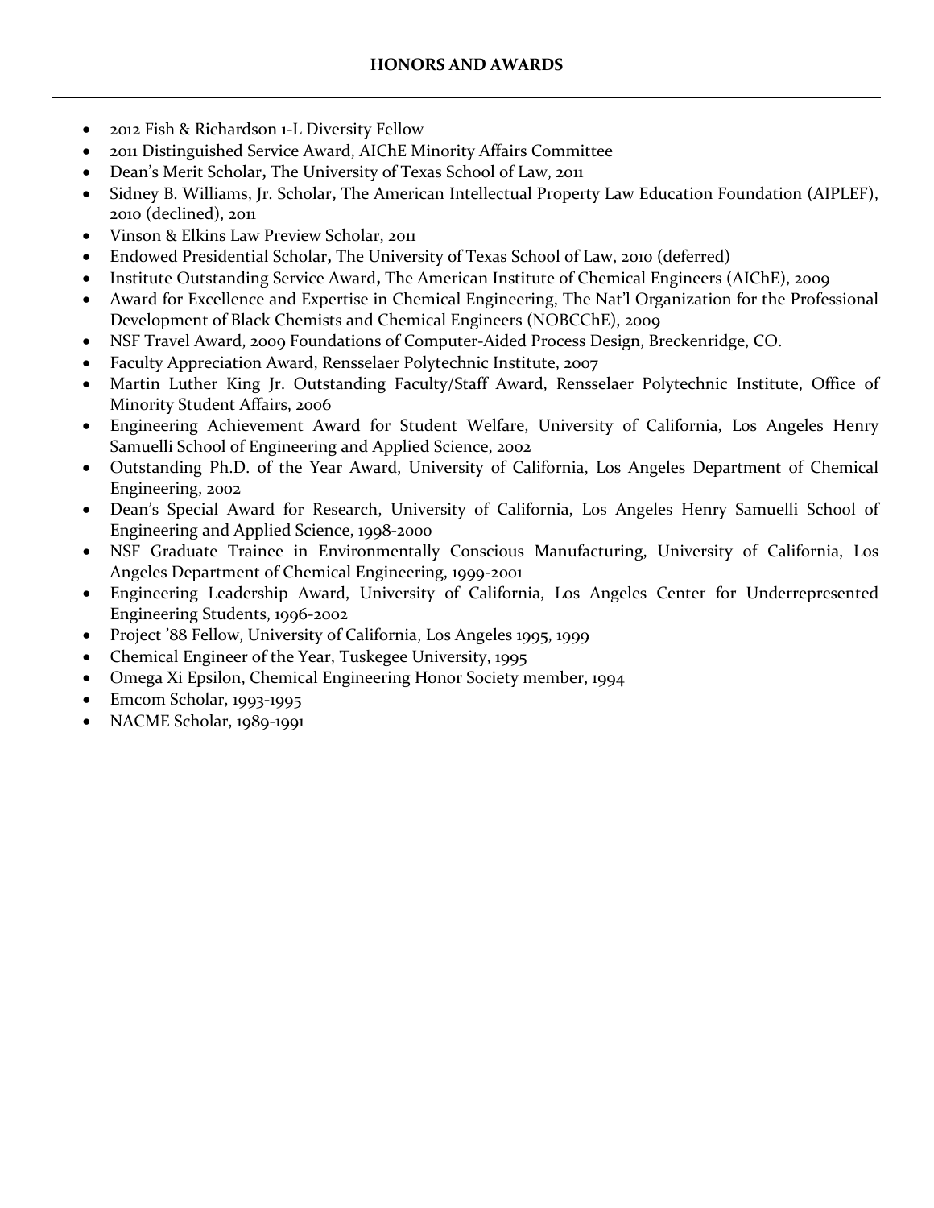## HONORS AND AWARDS

- 2012 Fish & Richardson 1-L Diversity Fellow
- 2011 Distinguished Service Award, AIChE Minority Affairs Committee
- Dean's Merit Scholar**,** The University of Texas School of Law, 2011
- Sidney B. Williams, Jr. Scholar**,** The American Intellectual Property Law Education Foundation (AIPLEF), 2010 (declined), 2011
- Vinson & Elkins Law Preview Scholar, 2011
- Endowed Presidential Scholar**,** The University of Texas School of Law, 2010 (deferred)
- Institute Outstanding Service Award**,** The American Institute of Chemical Engineers (AIChE), 2009
- Award for Excellence and Expertise in Chemical Engineering, The Nat'l Organization for the Professional Development of Black Chemists and Chemical Engineers (NOBCChE), 2009
- NSF Travel Award, 2009 Foundations of Computer-Aided Process Design, Breckenridge, CO.
- Faculty Appreciation Award, Rensselaer Polytechnic Institute, 2007
- Martin Luther King Jr. Outstanding Faculty/Staff Award, Rensselaer Polytechnic Institute, Office of Minority Student Affairs, 2006
- Engineering Achievement Award for Student Welfare, University of California, Los Angeles Henry Samuelli School of Engineering and Applied Science, 2002
- Outstanding Ph.D. of the Year Award, University of California, Los Angeles Department of Chemical Engineering, 2002
- Dean's Special Award for Research, University of California, Los Angeles Henry Samuelli School of Engineering and Applied Science, 1998-2000
- NSF Graduate Trainee in Environmentally Conscious Manufacturing, University of California, Los Angeles Department of Chemical Engineering, 1999-2001
- Engineering Leadership Award, University of California, Los Angeles Center for Underrepresented Engineering Students, 1996-2002
- Project '88 Fellow, University of California, Los Angeles 1995, 1999
- Chemical Engineer of the Year, Tuskegee University, 1995
- Omega Xi Epsilon, Chemical Engineering Honor Society member, 1994
- Emcom Scholar, 1993-1995
- NACME Scholar, 1989-1991